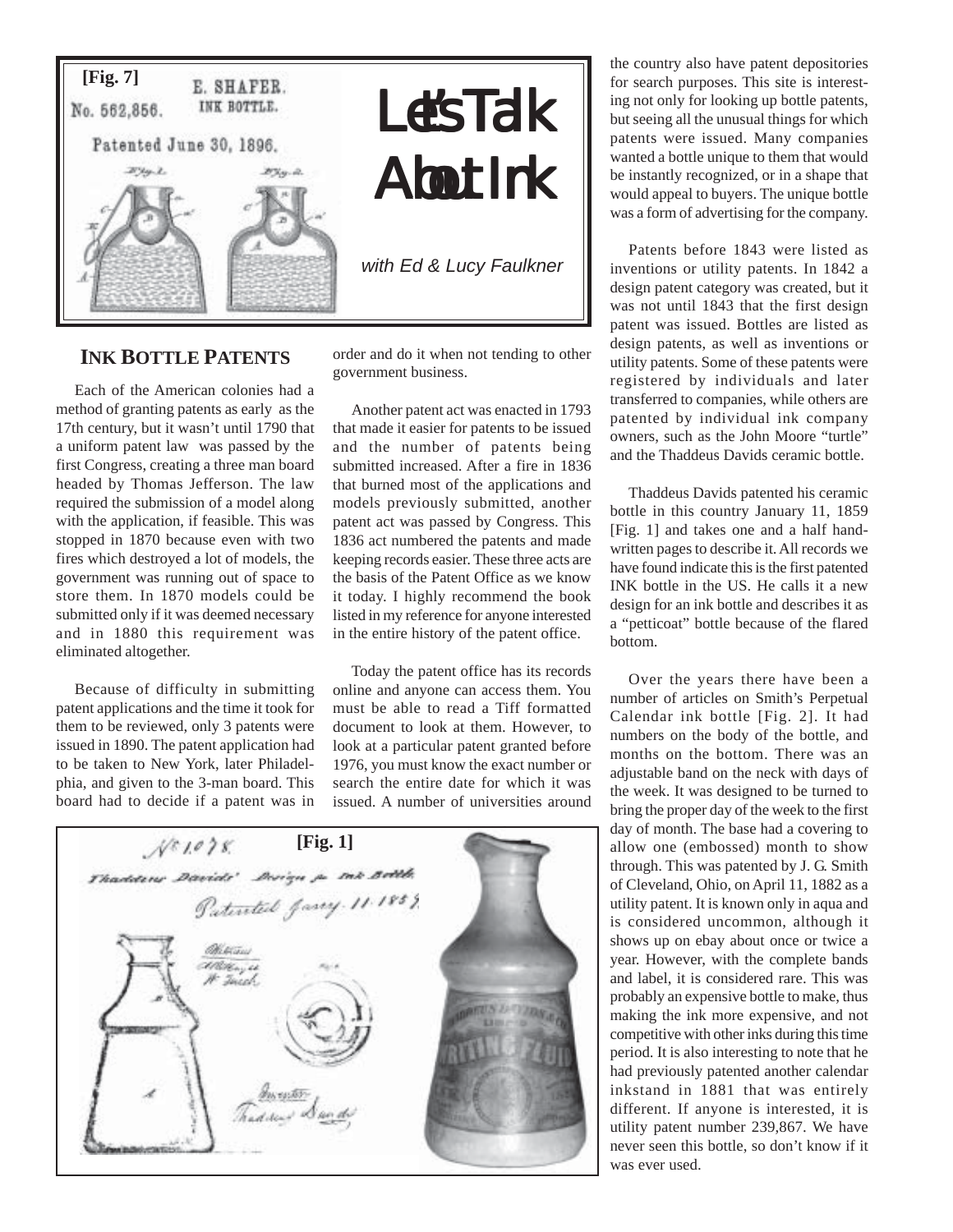# Let's Talk About Ink

*with Ed & Lucy Faulkner*

[Fig. 7]

## INK BOTTLE PATENTS

Each of the American colonies had a method of granting patents as early as the 17th century, but it wasn't until 1790 that a uniform patent law was passed by the first Congress, creating a three man board headed by Thomas Jefferson. The law required the submission of a model along with the application, if feasible. This was stopped in 1870 because even with two fires which destroyed a lot of models, the government was running out of space to store them. In 1870 models could be submitted only if it was deemed necessary and in 1880 this requirement was eliminated altogether.

Because of difficulty in submitting patent applications and the time it took for them to be reviewed, only 3 patents were issued in 1890. The patent application had to be taken to New York, later Philadelphia, and given to the 3-man board. This board had to decide if a patent was in order and do it when not tending to other government business.

Another patent act was enacted in 1793 that made it easier for patents to be issued and the number of patents being submitted increased. After a fire in 1836 that burned most of the applications and models previously submitted, another patent act was passed by Congress. This 1836 act numbered the patents and made keeping records easier. These three acts are the basis of the Patent Office as we know it today. I highly recommend the book listed in my reference for anyone interested in the entire history of the patent office.

Today the patent office has its records online and anyone can access them. You must be able to read a Tiff formatted document to look at them. However, to look at a particular patent granted before 1976, you must know the exact number or search the entire date for which it was issued. A number of universities around the country also have patent depositories for search purposes. This site is interesting not only for looking up bottle patents, but seeing all the unusual things for which patents were issued. Many companies wanted a bottle unique to them that would be instantly recognized, or in a shape that would appeal to buyers. The unique bottle was a form of advertising for the company.

[Fig. 1]

Patents before 1843 were listed as inventions or utility patents. In 1842 a design patent category was created, but it was not until 1843 that the first design patent was issued. Bottles are listed as design patents, as well as inventions or utility patents. Some of these patents were registered by individuals and later transferred to companies, while others are patented by individual ink company owners, such as the John Moore "turtle" and the Thaddeus Davids ceramic bottle.

Thaddeus Davids patented his ceramic bottle in this country January 11, 1859 [Fig. 1] and takes one and a half hand-written pages to describe it. All records we have found indicate this is the first patented INK bottle in the US. He calls it a new design for an ink bottle and describes it as a "petticoat" bottle because of the flared bottom.

Over the years there have been a number of articles on Smith's Perpetual Calendar ink bottle [Fig. 2]. It had numbers on the body of the bottle, and months on the bottom. There was an adjustable band on the neck with days of the week. It was designed to be turned to bring the proper day of the week to the first day of month. The base had a covering to allow one (embossed) month to show through. This was patented by J. G. Smith of Cleveland, Ohio, on April 11, 1882 as a utility patent. It is known only in aqua and is considered uncommon, although it shows up on ebay about once or twice a year. However, with the complete bands and label, it is considered rare. This was probably an expensive bottle to make, thus making the ink more expensive, and not competitive with other inks during this time period. It is also interesting to note that he had previously patented another calendar inkstand in 1881 that was entirely different. If anyone is interested, it is utility patent number 239,867. We have never seen this bottle, so don't know if it was ever used.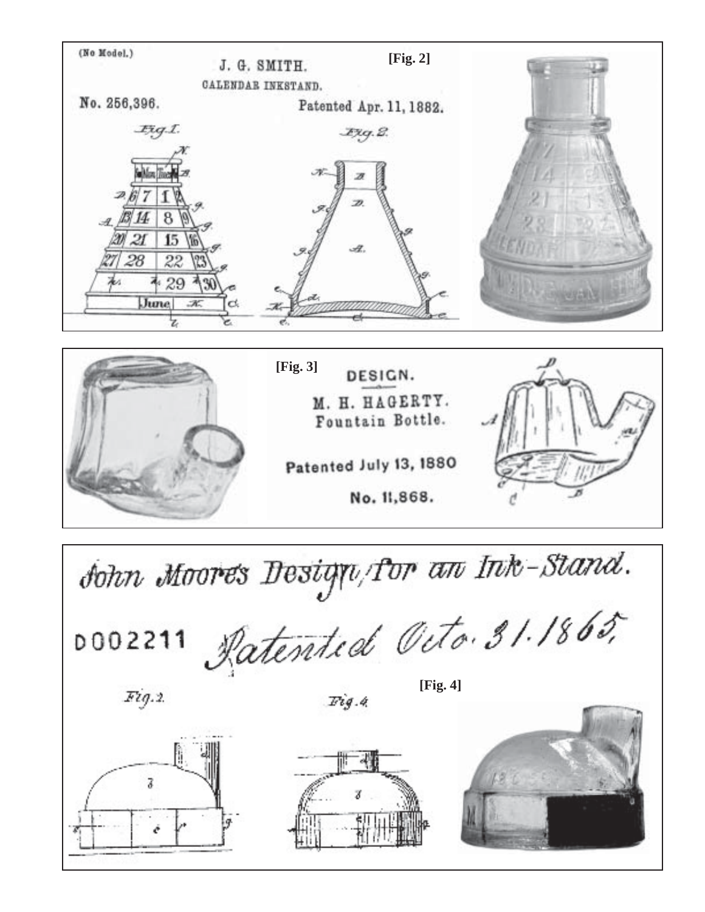(No Model.)

J. G. SMITH.

CALENDAR INKSTAND.

No. 256,396. Patented Apr. 11, 1882.

[Fig. 2]

[Fig. 3]

DESIGN.

M. H. HAGERTY.

Fountain Bottle.

Patented July 13, 1880

No. 11,868.

John Moore's Design, for an Ink-Stand.

D002211 Patented Octo. 31. 1865.

[Fig. 4]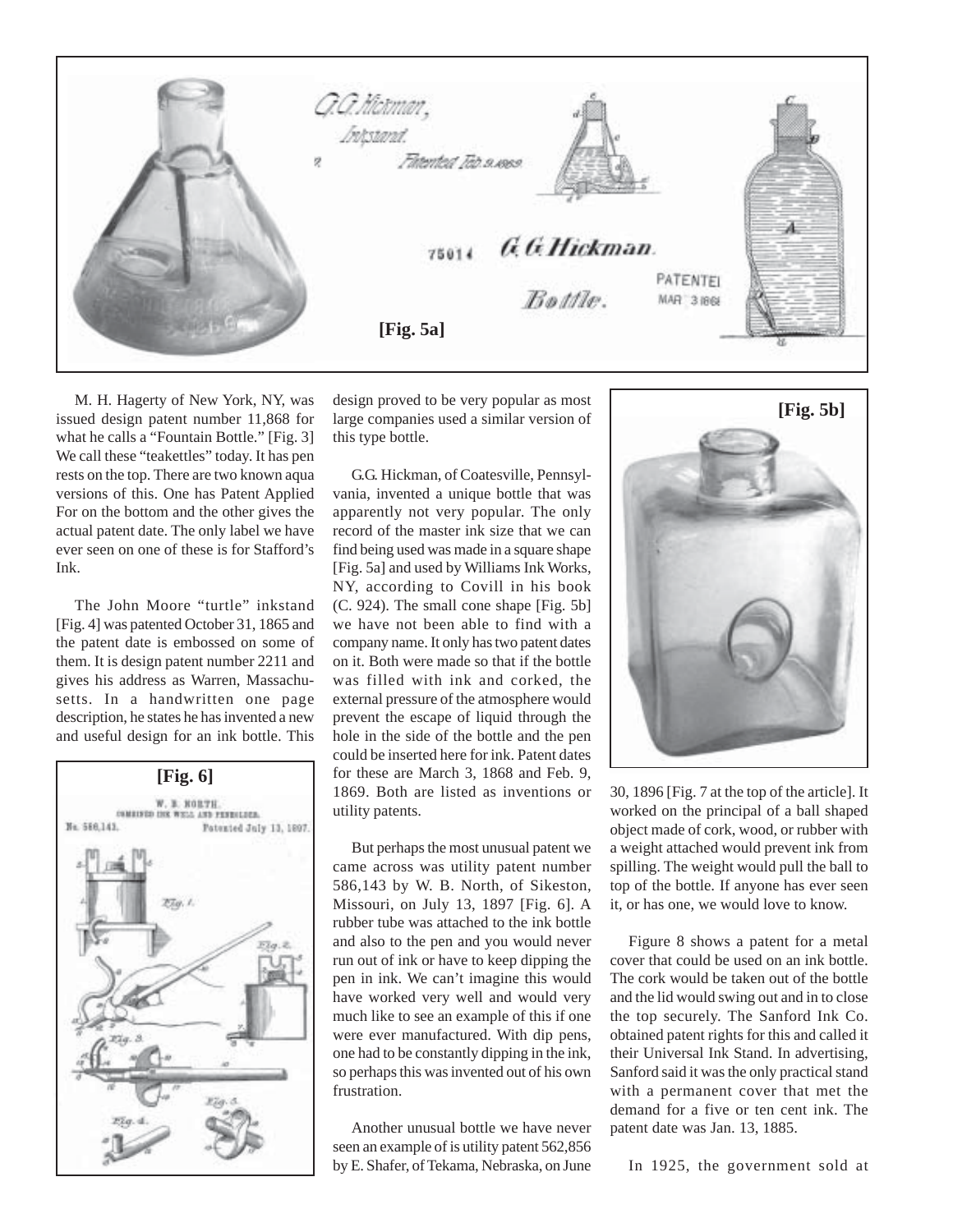[Fig. 5a]

M. H. Hagerty of New York, NY, was issued design patent number 11,868 for what he calls a "Fountain Bottle." [Fig. 3] We call these "teakettles" today. It has pen rests on the top. There are two known aqua versions of this. One has Patent Applied For on the bottom and the other gives the actual patent date. The only label we have ever seen on one of these is for Stafford's Ink.

The John Moore "turtle" inkstand [Fig. 4] was patented October 31, 1865 and the patent date is embossed on some of them. It is design patent number 2211 and gives his address as Warren, Massachusetts. In a handwritten one page description, he states he has invented a new and useful design for an ink bottle. This design proved to be very popular as most large companies used a similar version of this type bottle.

G.G. Hickman, of Coatesville, Pennsylvania, invented a unique bottle that was apparently not very popular. The only record of the master ink size that we can find being used was made in a square shape [Fig. 5a] and used by Williams Ink Works, NY, according to Covill in his book (C. 924). The small cone shape [Fig. 5b] we have not been able to find with a company name. It only has two patent dates on it. Both were made so that if the bottle was filled with ink and corked, the external pressure of the atmosphere would prevent the escape of liquid through the hole in the side of the bottle and the pen could be inserted here for ink. Patent dates for these are March 3, 1868 and Feb. 9, 1869. Both are listed as inventions or utility patents.

[Fig. 6]

But perhaps the most unusual patent we came across was utility patent number 586,143 by W. B. North, of Sikeston, Missouri, on July 13, 1897 [Fig. 6]. A rubber tube was attached to the ink bottle and also to the pen and you would never run out of ink or have to keep dipping the pen in ink. We can't imagine this would have worked very well and would very much like to see an example of this if one were ever manufactured. With dip pens, one had to be constantly dipping in the ink, so perhaps this was invented out of his own frustration.

Another unusual bottle we have never seen an example of is utility patent 562,856 by E. Shafer, of Tekama, Nebraska, on June 30, 1896 [Fig. 7 at the top of the article]. It worked on the principal of a ball shaped object made of cork, wood, or rubber with a weight attached would prevent ink from spilling. The weight would pull the ball to top of the bottle. If anyone has ever seen it, or has one, we would love to know.

[Fig. 5b]

Figure 8 shows a patent for a metal cover that could be used on an ink bottle. The cork would be taken out of the bottle and the lid would swing out and in to close the top securely. The Sanford Ink Co. obtained patent rights for this and called it their Universal Ink Stand. In advertising, Sanford said it was the only practical stand with a permanent cover that met the demand for a five or ten cent ink. The patent date was Jan. 13, 1885.

In 1925, the government sold at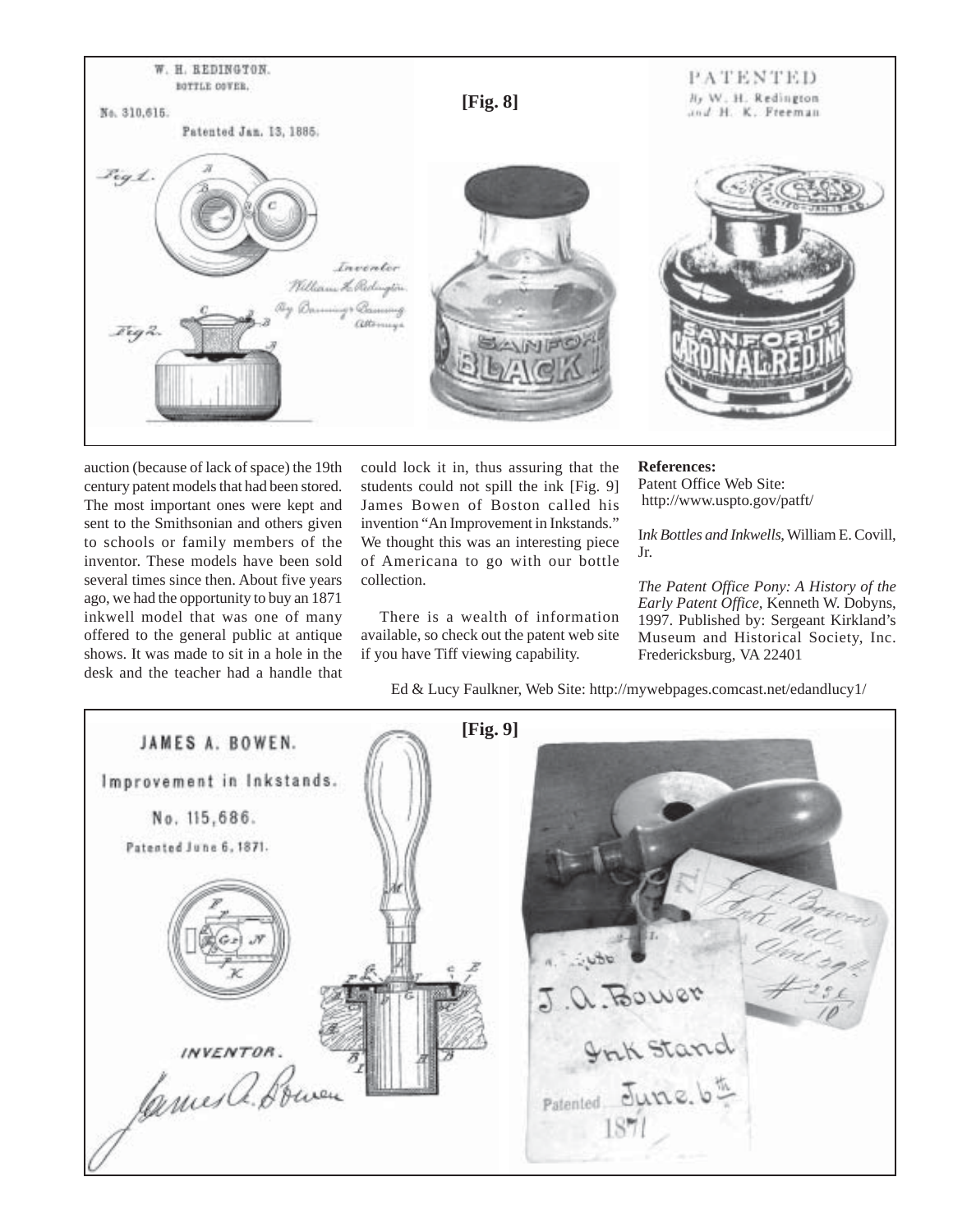[Fig. 8]

auction (because of lack of space) the 19th century patent models that had been stored. The most important ones were kept and sent to the Smithsonian and others given to schools or family members of the inventor. These models have been sold several times since then. About five years ago, we had the opportunity to buy an 1871 inkwell model that was one of many offered to the general public at antique shows. It was made to sit in a hole in the desk and the teacher had a handle that could lock it in, thus assuring that the students could not spill the ink [Fig. 9] James Bowen of Boston called his invention "An Improvement in Inkstands." We thought this was an interesting piece of Americana to go with our bottle collection.

There is a wealth of information available, so check out the patent web site if you have Tiff viewing capability.

**References:**

Patent Office Web Site:
http://www.uspto.gov/patft/

*Ink Bottles and Inkwells*, William E. Covill, Jr.

*The Patent Office Pony: A History of the Early Patent Office*, Kenneth W. Dobyns, 1997. Published by: Sergeant Kirkland's Museum and Historical Society, Inc. Fredericksburg, VA 22401

Ed & Lucy Faulkner, Web Site: http://mywebpages.comcast.net/edandlucy1/

[Fig. 9]